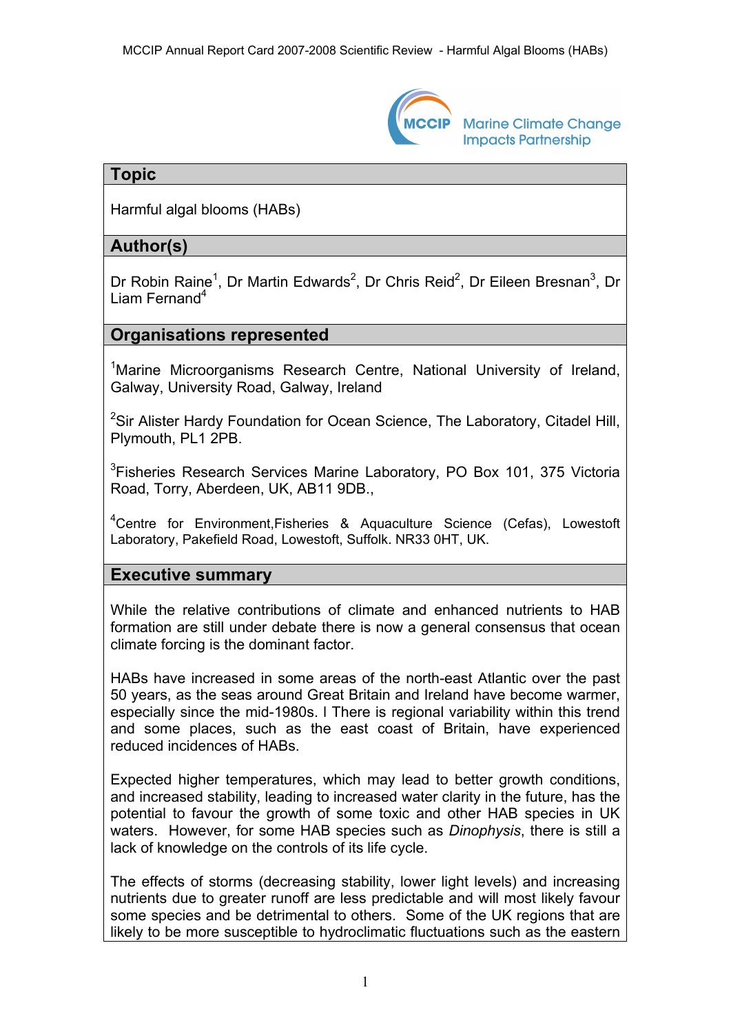## Topic

Harmful algal blooms (HABs)

## Author(s)

Dr Robin Raine[1], Dr Martin Edwards[2], Dr Chris Reid[2], Dr Eileen Bresnan[3], Dr Liam Fernand[4]

## Organisations represented

[1]Marine Microorganisms Research Centre, National University of Ireland, Galway, University Road, Galway, Ireland

[2]Sir Alister Hardy Foundation for Ocean Science, The Laboratory, Citadel Hill, Plymouth, PL1 2PB.

[3]Fisheries Research Services Marine Laboratory, PO Box 101, 375 Victoria Road, Torry, Aberdeen, UK, AB11 9DB.,

[4]Centre for Environment,Fisheries & Aquaculture Science (Cefas), Lowestoft Laboratory, Pakefield Road, Lowestoft, Suffolk. NR33 0HT, UK.

## Executive summary

While the relative contributions of climate and enhanced nutrients to HAB formation are still under debate there is now a general consensus that ocean climate forcing is the dominant factor.

HABs have increased in some areas of the north-east Atlantic over the past 50 years, as the seas around Great Britain and Ireland have become warmer, especially since the mid-1980s. I There is regional variability within this trend and some places, such as the east coast of Britain, have experienced reduced incidences of HABs.

Expected higher temperatures, which may lead to better growth conditions, and increased stability, leading to increased water clarity in the future, has the potential to favour the growth of some toxic and other HAB species in UK waters. However, for some HAB species such as *Dinophysis*, there is still a lack of knowledge on the controls of its life cycle.

The effects of storms (decreasing stability, lower light levels) and increasing nutrients due to greater runoff are less predictable and will most likely favour some species and be detrimental to others. Some of the UK regions that are likely to be more susceptible to hydroclimatic fluctuations such as the eastern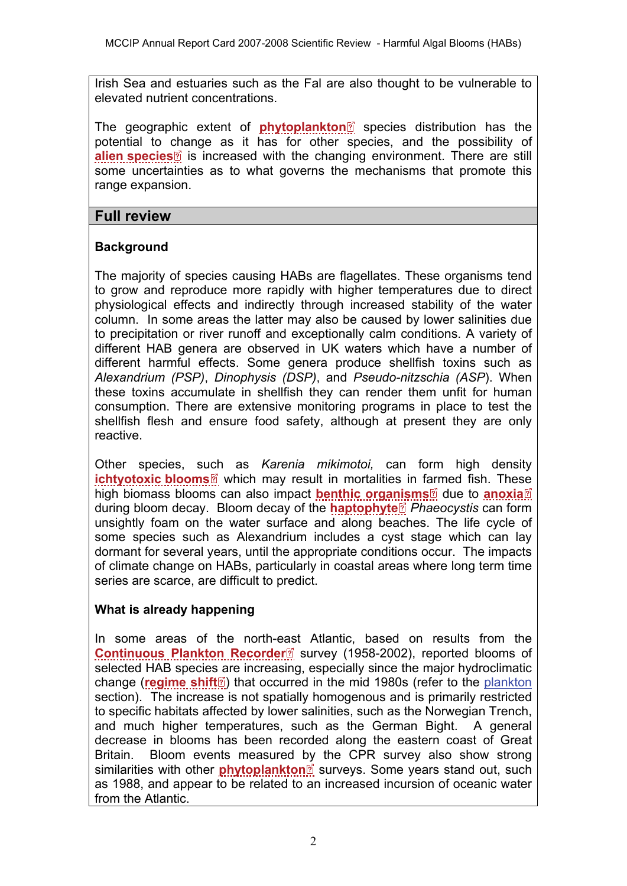Irish Sea and estuaries such as the Fal are also thought to be vulnerable to elevated nutrient concentrations.

The geographic extent of **phytoplankton** species distribution has the potential to change as it has for other species, and the possibility of **alien species** is increased with the changing environment. There are still some uncertainties as to what governs the mechanisms that promote this range expansion.

## Full review

### Background

The majority of species causing HABs are flagellates. These organisms tend to grow and reproduce more rapidly with higher temperatures due to direct physiological effects and indirectly through increased stability of the water column. In some areas the latter may also be caused by lower salinities due to precipitation or river runoff and exceptionally calm conditions. A variety of different HAB genera are observed in UK waters which have a number of different harmful effects. Some genera produce shellfish toxins such as *Alexandrium (PSP)*, *Dinophysis (DSP)*, and *Pseudo-nitzschia (ASP)*. When these toxins accumulate in shellfish they can render them unfit for human consumption. There are extensive monitoring programs in place to test the shellfish flesh and ensure food safety, although at present they are only reactive.

Other species, such as *Karenia mikimotoi,* can form high density **ichtyotoxic blooms** which may result in mortalities in farmed fish. These high biomass blooms can also impact **benthic organisms** due to **anoxia** during bloom decay. Bloom decay of the **haptophyte** *Phaeocystis* can form unsightly foam on the water surface and along beaches. The life cycle of some species such as Alexandrium includes a cyst stage which can lay dormant for several years, until the appropriate conditions occur. The impacts of climate change on HABs, particularly in coastal areas where long term time series are scarce, are difficult to predict.

### What is already happening

In some areas of the north-east Atlantic, based on results from the **Continuous Plankton Recorder** survey (1958-2002), reported blooms of selected HAB species are increasing, especially since the major hydroclimatic change (**regime shift**) that occurred in the mid 1980s (refer to the plankton section). The increase is not spatially homogenous and is primarily restricted to specific habitats affected by lower salinities, such as the Norwegian Trench, and much higher temperatures, such as the German Bight. A general decrease in blooms has been recorded along the eastern coast of Great Britain. Bloom events measured by the CPR survey also show strong similarities with other **phytoplankton** surveys. Some years stand out, such as 1988, and appear to be related to an increased incursion of oceanic water from the Atlantic.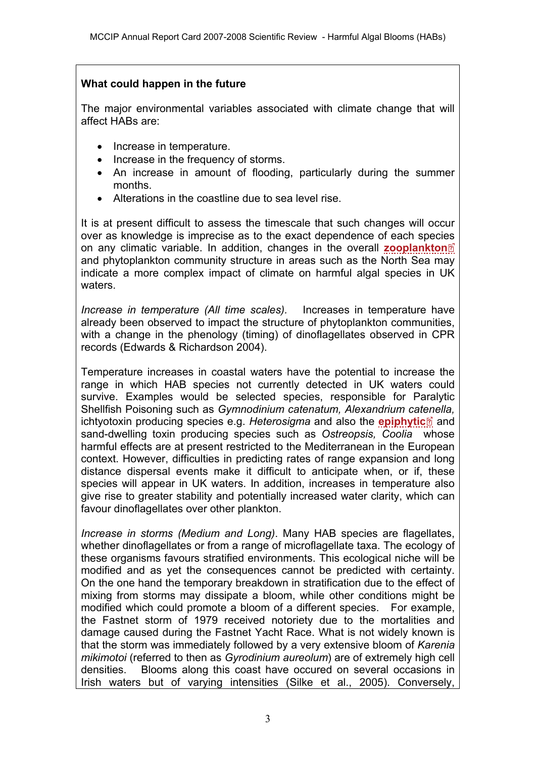**What could happen in the future**

The major environmental variables associated with climate change that will affect HABs are:

- Increase in temperature.
- Increase in the frequency of storms.
- An increase in amount of flooding, particularly during the summer months.
- Alterations in the coastline due to sea level rise.

It is at present difficult to assess the timescale that such changes will occur over as knowledge is imprecise as to the exact dependence of each species on any climatic variable. In addition, changes in the overall **zooplankton** and phytoplankton community structure in areas such as the North Sea may indicate a more complex impact of climate on harmful algal species in UK waters.

*Increase in temperature (All time scales).* Increases in temperature have already been observed to impact the structure of phytoplankton communities, with a change in the phenology (timing) of dinoflagellates observed in CPR records (Edwards & Richardson 2004).

Temperature increases in coastal waters have the potential to increase the range in which HAB species not currently detected in UK waters could survive. Examples would be selected species, responsible for Paralytic Shellfish Poisoning such as *Gymnodinium catenatum, Alexandrium catenella,* ichtyotoxin producing species e.g. *Heterosigma* and also the **epiphytic** and sand-dwelling toxin producing species such as *Ostreopsis, Coolia* whose harmful effects are at present restricted to the Mediterranean in the European context. However, difficulties in predicting rates of range expansion and long distance dispersal events make it difficult to anticipate when, or if, these species will appear in UK waters. In addition, increases in temperature also give rise to greater stability and potentially increased water clarity, which can favour dinoflagellates over other plankton.

*Increase in storms (Medium and Long)*. Many HAB species are flagellates, whether dinoflagellates or from a range of microflagellate taxa. The ecology of these organisms favours stratified environments. This ecological niche will be modified and as yet the consequences cannot be predicted with certainty. On the one hand the temporary breakdown in stratification due to the effect of mixing from storms may dissipate a bloom, while other conditions might be modified which could promote a bloom of a different species. For example, the Fastnet storm of 1979 received notoriety due to the mortalities and damage caused during the Fastnet Yacht Race. What is not widely known is that the storm was immediately followed by a very extensive bloom of *Karenia mikimotoi* (referred to then as *Gyrodinium aureolum*) are of extremely high cell densities. Blooms along this coast have occured on several occasions in Irish waters but of varying intensities (Silke et al., 2005). Conversely,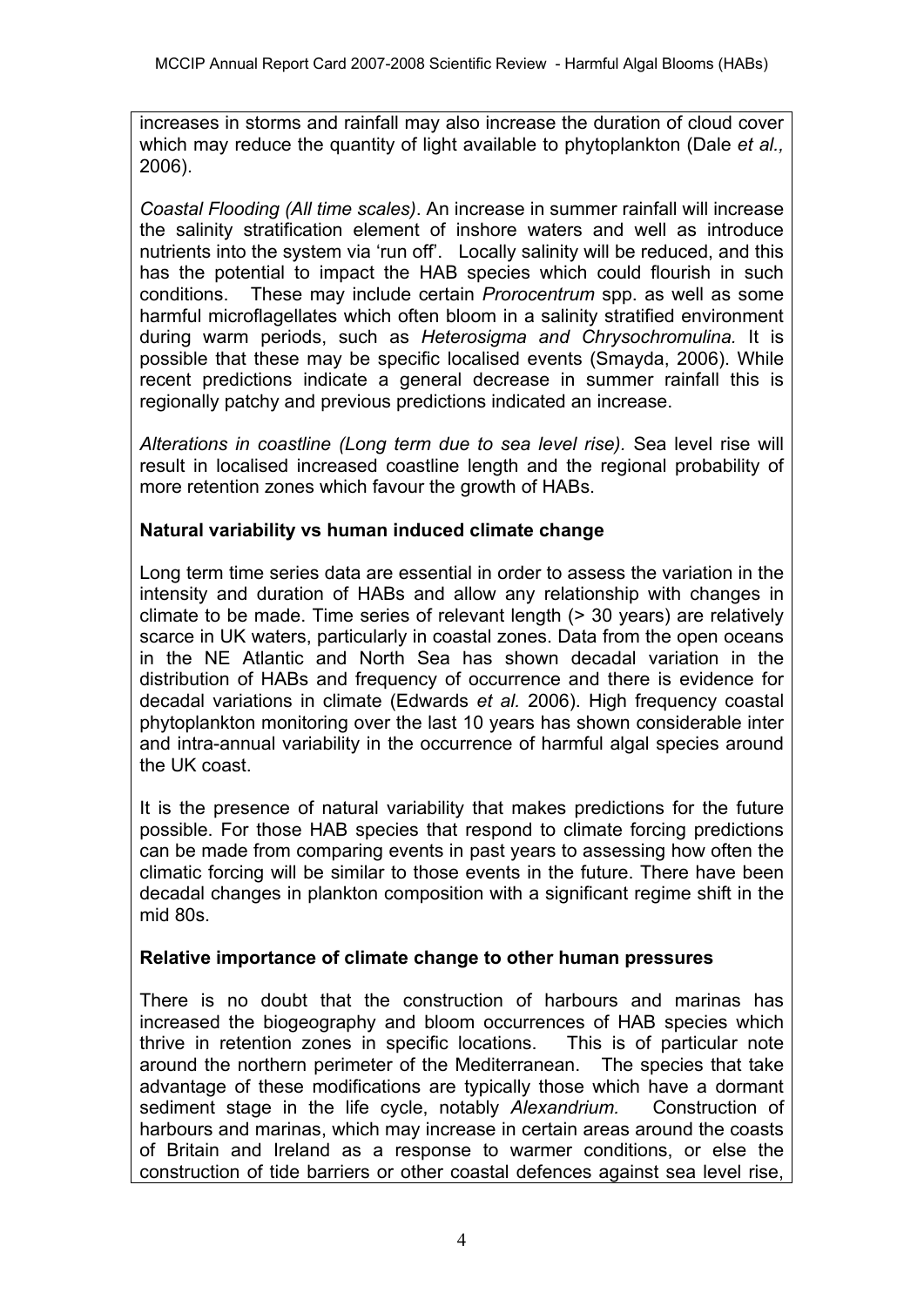increases in storms and rainfall may also increase the duration of cloud cover which may reduce the quantity of light available to phytoplankton (Dale *et al.,* 2006).

*Coastal Flooding (All time scales)*. An increase in summer rainfall will increase the salinity stratification element of inshore waters and well as introduce nutrients into the system via 'run off'. Locally salinity will be reduced, and this has the potential to impact the HAB species which could flourish in such conditions. These may include certain *Prorocentrum* spp. as well as some harmful microflagellates which often bloom in a salinity stratified environment during warm periods, such as *Heterosigma and Chrysochromulina.* It is possible that these may be specific localised events (Smayda, 2006). While recent predictions indicate a general decrease in summer rainfall this is regionally patchy and previous predictions indicated an increase.

*Alterations in coastline (Long term due to sea level rise).* Sea level rise will result in localised increased coastline length and the regional probability of more retention zones which favour the growth of HABs.

**Natural variability vs human induced climate change**

Long term time series data are essential in order to assess the variation in the intensity and duration of HABs and allow any relationship with changes in climate to be made. Time series of relevant length (> 30 years) are relatively scarce in UK waters, particularly in coastal zones. Data from the open oceans in the NE Atlantic and North Sea has shown decadal variation in the distribution of HABs and frequency of occurrence and there is evidence for decadal variations in climate (Edwards *et al.* 2006). High frequency coastal phytoplankton monitoring over the last 10 years has shown considerable inter and intra-annual variability in the occurrence of harmful algal species around the UK coast.

It is the presence of natural variability that makes predictions for the future possible. For those HAB species that respond to climate forcing predictions can be made from comparing events in past years to assessing how often the climatic forcing will be similar to those events in the future. There have been decadal changes in plankton composition with a significant regime shift in the mid 80s.

**Relative importance of climate change to other human pressures**

There is no doubt that the construction of harbours and marinas has increased the biogeography and bloom occurrences of HAB species which thrive in retention zones in specific locations. This is of particular note around the northern perimeter of the Mediterranean. The species that take advantage of these modifications are typically those which have a dormant sediment stage in the life cycle, notably *Alexandrium.* Construction of harbours and marinas, which may increase in certain areas around the coasts of Britain and Ireland as a response to warmer conditions, or else the construction of tide barriers or other coastal defences against sea level rise,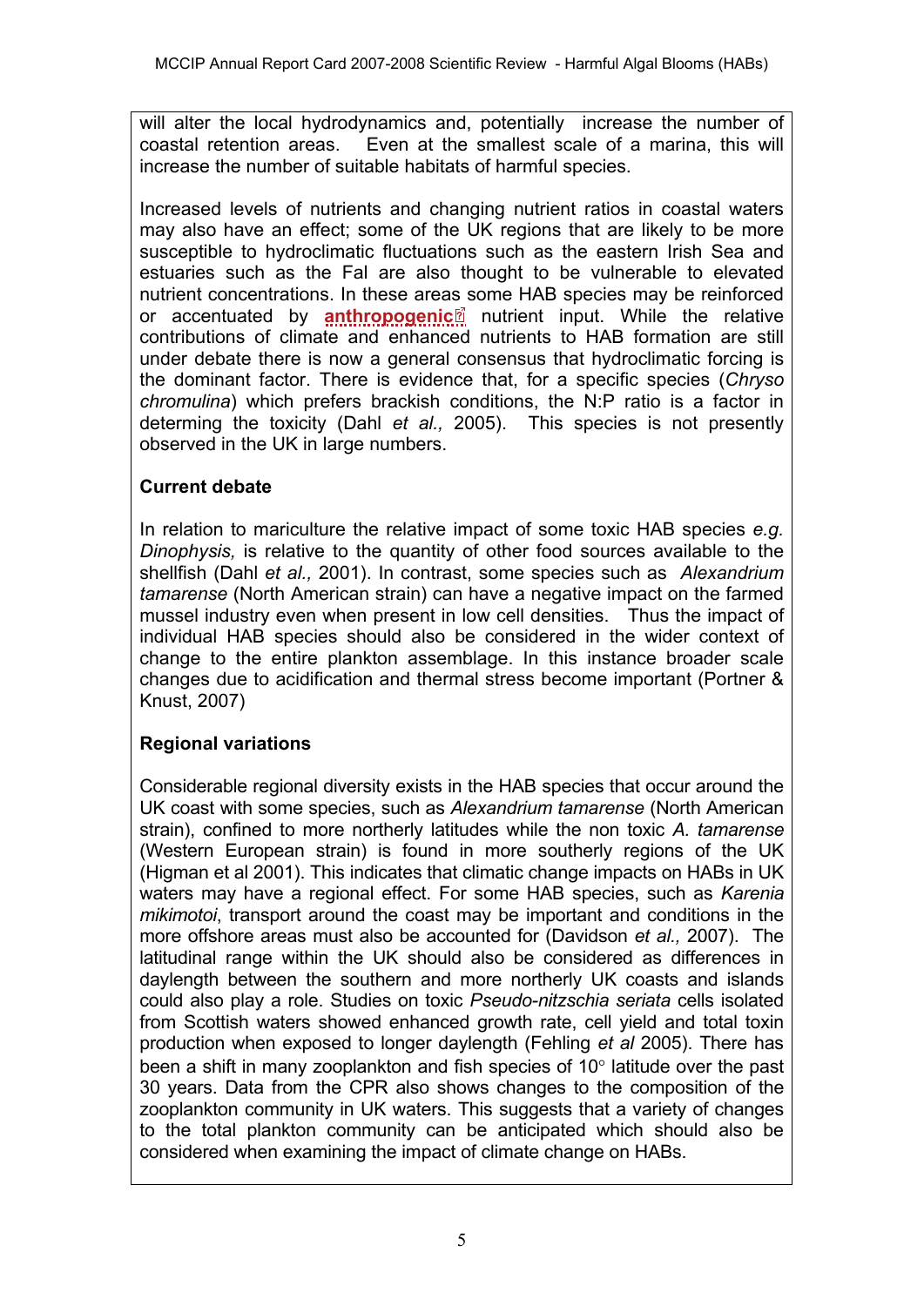will alter the local hydrodynamics and, potentially increase the number of coastal retention areas. Even at the smallest scale of a marina, this will increase the number of suitable habitats of harmful species.

Increased levels of nutrients and changing nutrient ratios in coastal waters may also have an effect; some of the UK regions that are likely to be more susceptible to hydroclimatic fluctuations such as the eastern Irish Sea and estuaries such as the Fal are also thought to be vulnerable to elevated nutrient concentrations. In these areas some HAB species may be reinforced or accentuated by **anthropogenic** nutrient input. While the relative contributions of climate and enhanced nutrients to HAB formation are still under debate there is now a general consensus that hydroclimatic forcing is the dominant factor. There is evidence that, for a specific species (*Chryso chromulina*) which prefers brackish conditions, the N:P ratio is a factor in determing the toxicity (Dahl *et al.,* 2005). This species is not presently observed in the UK in large numbers.

**Current debate**

In relation to mariculture the relative impact of some toxic HAB species *e.g. Dinophysis,* is relative to the quantity of other food sources available to the shellfish (Dahl *et al.,* 2001). In contrast, some species such as *Alexandrium tamarense* (North American strain) can have a negative impact on the farmed mussel industry even when present in low cell densities. Thus the impact of individual HAB species should also be considered in the wider context of change to the entire plankton assemblage. In this instance broader scale changes due to acidification and thermal stress become important (Portner & Knust, 2007)

**Regional variations**

Considerable regional diversity exists in the HAB species that occur around the UK coast with some species, such as *Alexandrium tamarense* (North American strain), confined to more northerly latitudes while the non toxic *A. tamarense* (Western European strain) is found in more southerly regions of the UK (Higman et al 2001). This indicates that climatic change impacts on HABs in UK waters may have a regional effect. For some HAB species, such as *Karenia mikimotoi*, transport around the coast may be important and conditions in the more offshore areas must also be accounted for (Davidson *et al.,* 2007). The latitudinal range within the UK should also be considered as differences in daylength between the southern and more northerly UK coasts and islands could also play a role. Studies on toxic *Pseudo-nitzschia seriata* cells isolated from Scottish waters showed enhanced growth rate, cell yield and total toxin production when exposed to longer daylength (Fehling *et al* 2005). There has been a shift in many zooplankton and fish species of 10° latitude over the past 30 years. Data from the CPR also shows changes to the composition of the zooplankton community in UK waters. This suggests that a variety of changes to the total plankton community can be anticipated which should also be considered when examining the impact of climate change on HABs.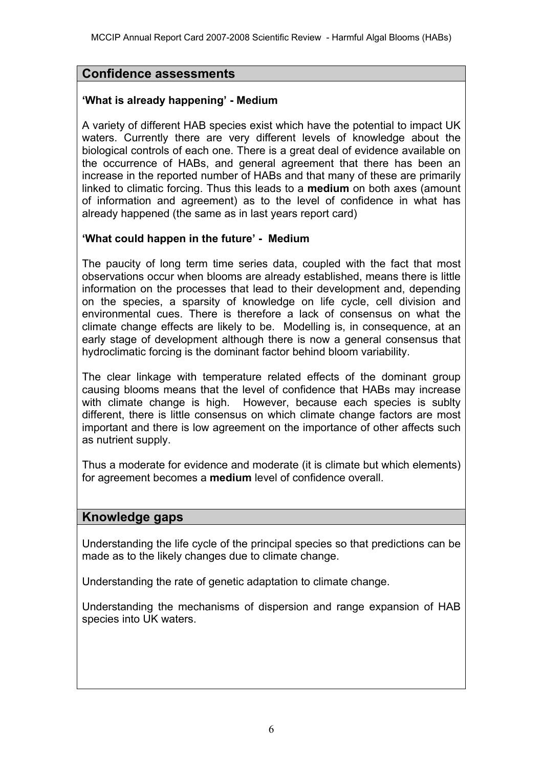## Confidence assessments

**'What is already happening' - Medium**

A variety of different HAB species exist which have the potential to impact UK waters. Currently there are very different levels of knowledge about the biological controls of each one. There is a great deal of evidence available on the occurrence of HABs, and general agreement that there has been an increase in the reported number of HABs and that many of these are primarily linked to climatic forcing. Thus this leads to a **medium** on both axes (amount of information and agreement) as to the level of confidence in what has already happened (the same as in last years report card)

**'What could happen in the future' - Medium**

The paucity of long term time series data, coupled with the fact that most observations occur when blooms are already established, means there is little information on the processes that lead to their development and, depending on the species, a sparsity of knowledge on life cycle, cell division and environmental cues. There is therefore a lack of consensus on what the climate change effects are likely to be. Modelling is, in consequence, at an early stage of development although there is now a general consensus that hydroclimatic forcing is the dominant factor behind bloom variability.

The clear linkage with temperature related effects of the dominant group causing blooms means that the level of confidence that HABs may increase with climate change is high. However, because each species is sublty different, there is little consensus on which climate change factors are most important and there is low agreement on the importance of other affects such as nutrient supply.

Thus a moderate for evidence and moderate (it is climate but which elements) for agreement becomes a **medium** level of confidence overall.

## Knowledge gaps

Understanding the life cycle of the principal species so that predictions can be made as to the likely changes due to climate change.

Understanding the rate of genetic adaptation to climate change.

Understanding the mechanisms of dispersion and range expansion of HAB species into UK waters.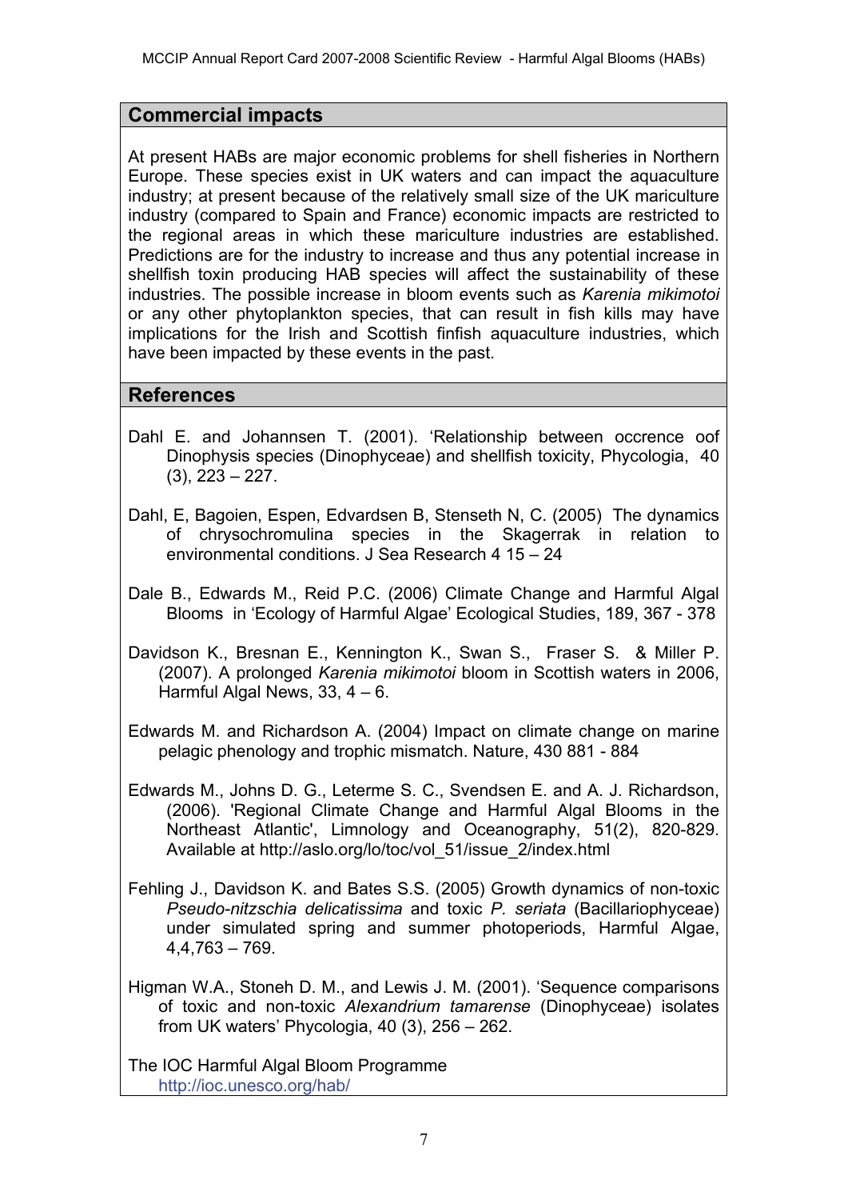## Commercial impacts

At present HABs are major economic problems for shell fisheries in Northern Europe. These species exist in UK waters and can impact the aquaculture industry; at present because of the relatively small size of the UK mariculture industry (compared to Spain and France) economic impacts are restricted to the regional areas in which these mariculture industries are established. Predictions are for the industry to increase and thus any potential increase in shellfish toxin producing HAB species will affect the sustainability of these industries. The possible increase in bloom events such as *Karenia mikimotoi* or any other phytoplankton species, that can result in fish kills may have implications for the Irish and Scottish finfish aquaculture industries, which have been impacted by these events in the past.

## References

Dahl E. and Johannsen T. (2001). 'Relationship between occrence oof Dinophysis species (Dinophyceae) and shellfish toxicity, Phycologia, 40 (3), 223 – 227.

Dahl, E, Bagoien, Espen, Edvardsen B, Stenseth N, C. (2005) The dynamics of chrysochromulina species in the Skagerrak in relation to environmental conditions. J Sea Research 4 15 – 24

Dale B., Edwards M., Reid P.C. (2006) Climate Change and Harmful Algal Blooms in 'Ecology of Harmful Algae' Ecological Studies, 189, 367 - 378

Davidson K., Bresnan E., Kennington K., Swan S., Fraser S. & Miller P. (2007). A prolonged *Karenia mikimotoi* bloom in Scottish waters in 2006, Harmful Algal News, 33, 4 – 6.

Edwards M. and Richardson A. (2004) Impact on climate change on marine pelagic phenology and trophic mismatch. Nature, 430 881 - 884

Edwards M., Johns D. G., Leterme S. C., Svendsen E. and A. J. Richardson, (2006). 'Regional Climate Change and Harmful Algal Blooms in the Northeast Atlantic', Limnology and Oceanography, 51(2), 820-829. Available at http://aslo.org/lo/toc/vol_51/issue_2/index.html

Fehling J., Davidson K. and Bates S.S. (2005) Growth dynamics of non-toxic *Pseudo-nitzschia delicatissima* and toxic *P. seriata* (Bacillariophyceae) under simulated spring and summer photoperiods, Harmful Algae, 4,4,763 – 769.

Higman W.A., Stoneh D. M., and Lewis J. M. (2001). 'Sequence comparisons of toxic and non-toxic *Alexandrium tamarense* (Dinophyceae) isolates from UK waters' Phycologia, 40 (3), 256 – 262.

The IOC Harmful Algal Bloom Programme http://ioc.unesco.org/hab/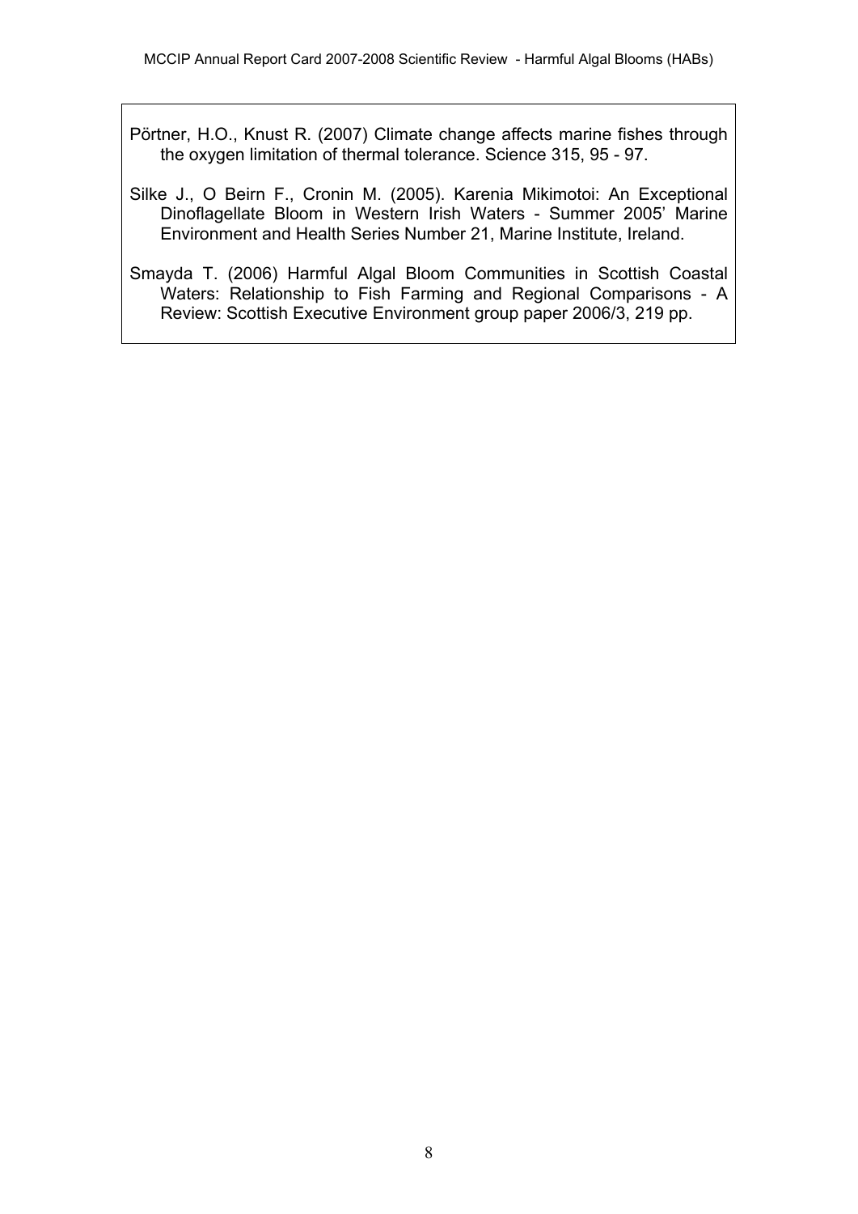Pörtner, H.O., Knust R. (2007) Climate change affects marine fishes through the oxygen limitation of thermal tolerance. Science 315, 95 - 97.

Silke J., O Beirn F., Cronin M. (2005). Karenia Mikimotoi: An Exceptional Dinoflagellate Bloom in Western Irish Waters - Summer 2005' Marine Environment and Health Series Number 21, Marine Institute, Ireland.

Smayda T. (2006) Harmful Algal Bloom Communities in Scottish Coastal Waters: Relationship to Fish Farming and Regional Comparisons - A Review: Scottish Executive Environment group paper 2006/3, 219 pp.